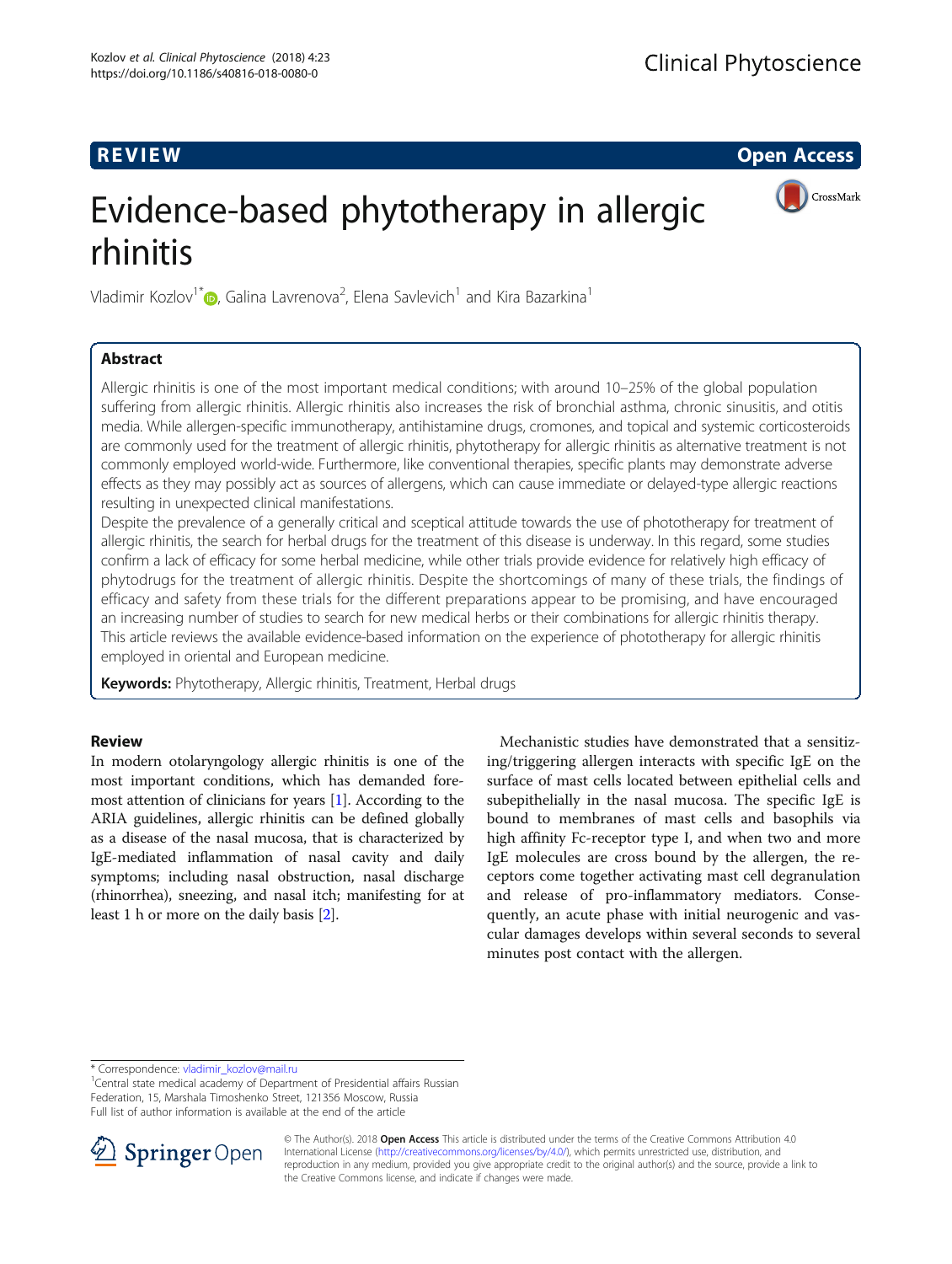REVIEW Open Access

# Evidence-based phytotherapy in allergic rhinitis

Vladimir Kozlov[1*], Galina Lavrenova[2], Elena Savlevich[1] and Kira Bazarkina[1]

## Abstract

Allergic rhinitis is one of the most important medical conditions; with around 10–25% of the global population suffering from allergic rhinitis. Allergic rhinitis also increases the risk of bronchial asthma, chronic sinusitis, and otitis media. While allergen-specific immunotherapy, antihistamine drugs, cromones, and topical and systemic corticosteroids are commonly used for the treatment of allergic rhinitis, phytotherapy for allergic rhinitis as alternative treatment is not commonly employed world-wide. Furthermore, like conventional therapies, specific plants may demonstrate adverse effects as they may possibly act as sources of allergens, which can cause immediate or delayed-type allergic reactions resulting in unexpected clinical manifestations.

Despite the prevalence of a generally critical and sceptical attitude towards the use of phototherapy for treatment of allergic rhinitis, the search for herbal drugs for the treatment of this disease is underway. In this regard, some studies confirm a lack of efficacy for some herbal medicine, while other trials provide evidence for relatively high efficacy of phytodrugs for the treatment of allergic rhinitis. Despite the shortcomings of many of these trials, the findings of efficacy and safety from these trials for the different preparations appear to be promising, and have encouraged an increasing number of studies to search for new medical herbs or their combinations for allergic rhinitis therapy. This article reviews the available evidence-based information on the experience of phototherapy for allergic rhinitis employed in oriental and European medicine.

**Keywords:** Phytotherapy, Allergic rhinitis, Treatment, Herbal drugs

## Review

In modern otolaryngology allergic rhinitis is one of the most important conditions, which has demanded foremost attention of clinicians for years [1]. According to the ARIA guidelines, allergic rhinitis can be defined globally as a disease of the nasal mucosa, that is characterized by IgE-mediated inflammation of nasal cavity and daily symptoms; including nasal obstruction, nasal discharge (rhinorrhea), sneezing, and nasal itch; manifesting for at least 1 h or more on the daily basis [2].

Mechanistic studies have demonstrated that a sensitizing/triggering allergen interacts with specific IgE on the surface of mast cells located between epithelial cells and subepithelially in the nasal mucosa. The specific IgE is bound to membranes of mast cells and basophils via high affinity Fc-receptor type I, and when two and more IgE molecules are cross bound by the allergen, the receptors come together activating mast cell degranulation and release of pro-inflammatory mediators. Consequently, an acute phase with initial neurogenic and vascular damages develops within several seconds to several minutes post contact with the allergen.

* Correspondence: vladimir_kozlov@mail.ru
[1]Central state medical academy of Department of Presidential affairs Russian Federation, 15, Marshala Timoshenko Street, 121356 Moscow, Russia
Full list of author information is available at the end of the article

© The Author(s). 2018 **Open Access** This article is distributed under the terms of the Creative Commons Attribution 4.0 International License (http://creativecommons.org/licenses/by/4.0/), which permits unrestricted use, distribution, and reproduction in any medium, provided you give appropriate credit to the original author(s) and the source, provide a link to the Creative Commons license, and indicate if changes were made.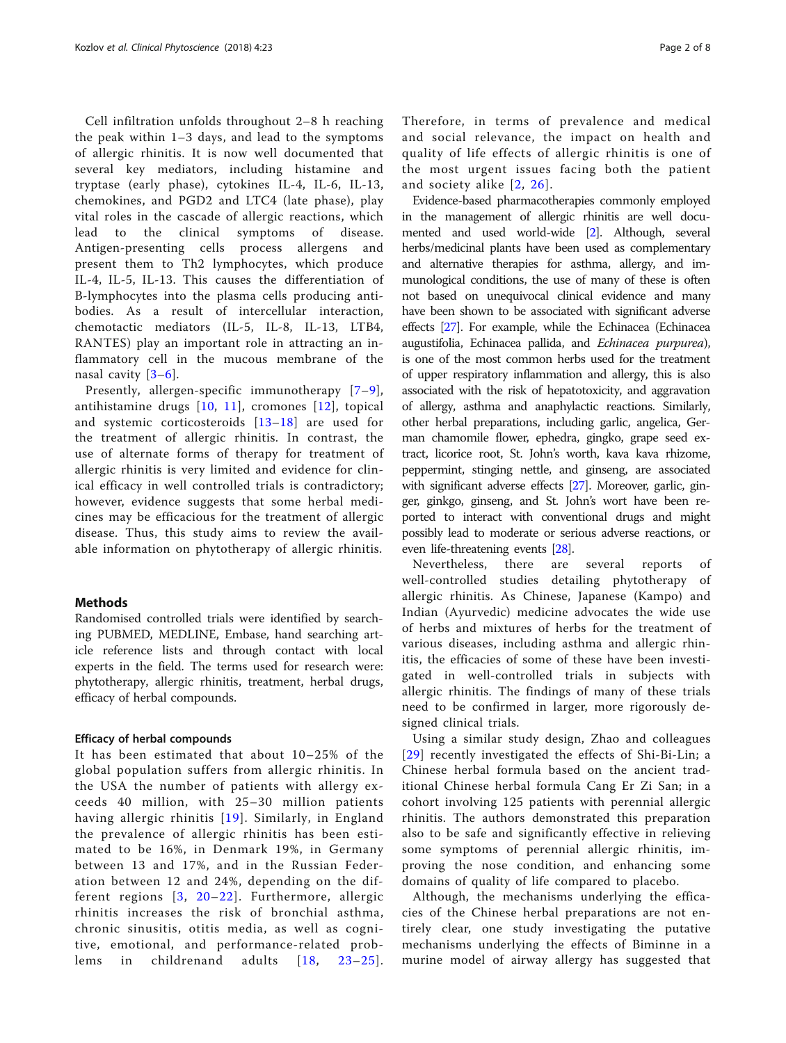Cell infiltration unfolds throughout 2–8 h reaching the peak within 1–3 days, and lead to the symptoms of allergic rhinitis. It is now well documented that several key mediators, including histamine and tryptase (early phase), cytokines IL-4, IL-6, IL-13, chemokines, and PGD2 and LTC4 (late phase), play vital roles in the cascade of allergic reactions, which lead to the clinical symptoms of disease. Antigen-presenting cells process allergens and present them to Th2 lymphocytes, which produce IL-4, IL-5, IL-13. This causes the differentiation of B-lymphocytes into the plasma cells producing antibodies. As a result of intercellular interaction, chemotactic mediators (IL-5, IL-8, IL-13, LTB4, RANTES) play an important role in attracting an inflammatory cell in the mucous membrane of the nasal cavity [3–6].

Presently, allergen-specific immunotherapy [7–9], antihistamine drugs [10, 11], cromones [12], topical and systemic corticosteroids [13–18] are used for the treatment of allergic rhinitis. In contrast, the use of alternate forms of therapy for treatment of allergic rhinitis is very limited and evidence for clinical efficacy in well controlled trials is contradictory; however, evidence suggests that some herbal medicines may be efficacious for the treatment of allergic disease. Thus, this study aims to review the available information on phytotherapy of allergic rhinitis.

## Methods

Randomised controlled trials were identified by searching PUBMED, MEDLINE, Embase, hand searching article reference lists and through contact with local experts in the field. The terms used for research were: phytotherapy, allergic rhinitis, treatment, herbal drugs, efficacy of herbal compounds.

### Efficacy of herbal compounds

It has been estimated that about 10–25% of the global population suffers from allergic rhinitis. In the USA the number of patients with allergy exceeds 40 million, with 25–30 million patients having allergic rhinitis [19]. Similarly, in England the prevalence of allergic rhinitis has been estimated to be 16%, in Denmark 19%, in Germany between 13 and 17%, and in the Russian Federation between 12 and 24%, depending on the different regions [3, 20–22]. Furthermore, allergic rhinitis increases the risk of bronchial asthma, chronic sinusitis, otitis media, as well as cognitive, emotional, and performance-related problems in childrenand adults [18, 23–25]. Therefore, in terms of prevalence and medical and social relevance, the impact on health and quality of life effects of allergic rhinitis is one of the most urgent issues facing both the patient and society alike [2, 26].

Evidence-based pharmacotherapies commonly employed in the management of allergic rhinitis are well documented and used world-wide [2]. Although, several herbs/medicinal plants have been used as complementary and alternative therapies for asthma, allergy, and immunological conditions, the use of many of these is often not based on unequivocal clinical evidence and many have been shown to be associated with significant adverse effects [27]. For example, while the Echinacea (Echinacea augustifolia, Echinacea pallida, and *Echinacea purpurea*), is one of the most common herbs used for the treatment of upper respiratory inflammation and allergy, this is also associated with the risk of hepatotoxicity, and aggravation of allergy, asthma and anaphylactic reactions. Similarly, other herbal preparations, including garlic, angelica, German chamomile flower, ephedra, gingko, grape seed extract, licorice root, St. John's worth, kava kava rhizome, peppermint, stinging nettle, and ginseng, are associated with significant adverse effects [27]. Moreover, garlic, ginger, ginkgo, ginseng, and St. John's wort have been reported to interact with conventional drugs and might possibly lead to moderate or serious adverse reactions, or even life-threatening events [28].

Nevertheless, there are several reports of well-controlled studies detailing phytotherapy of allergic rhinitis. As Chinese, Japanese (Kampo) and Indian (Ayurvedic) medicine advocates the wide use of herbs and mixtures of herbs for the treatment of various diseases, including asthma and allergic rhinitis, the efficacies of some of these have been investigated in well-controlled trials in subjects with allergic rhinitis. The findings of many of these trials need to be confirmed in larger, more rigorously designed clinical trials.

Using a similar study design, Zhao and colleagues [29] recently investigated the effects of Shi-Bi-Lin; a Chinese herbal formula based on the ancient traditional Chinese herbal formula Cang Er Zi San; in a cohort involving 125 patients with perennial allergic rhinitis. The authors demonstrated this preparation also to be safe and significantly effective in relieving some symptoms of perennial allergic rhinitis, improving the nose condition, and enhancing some domains of quality of life compared to placebo.

Although, the mechanisms underlying the efficacies of the Chinese herbal preparations are not entirely clear, one study investigating the putative mechanisms underlying the effects of Biminne in a murine model of airway allergy has suggested that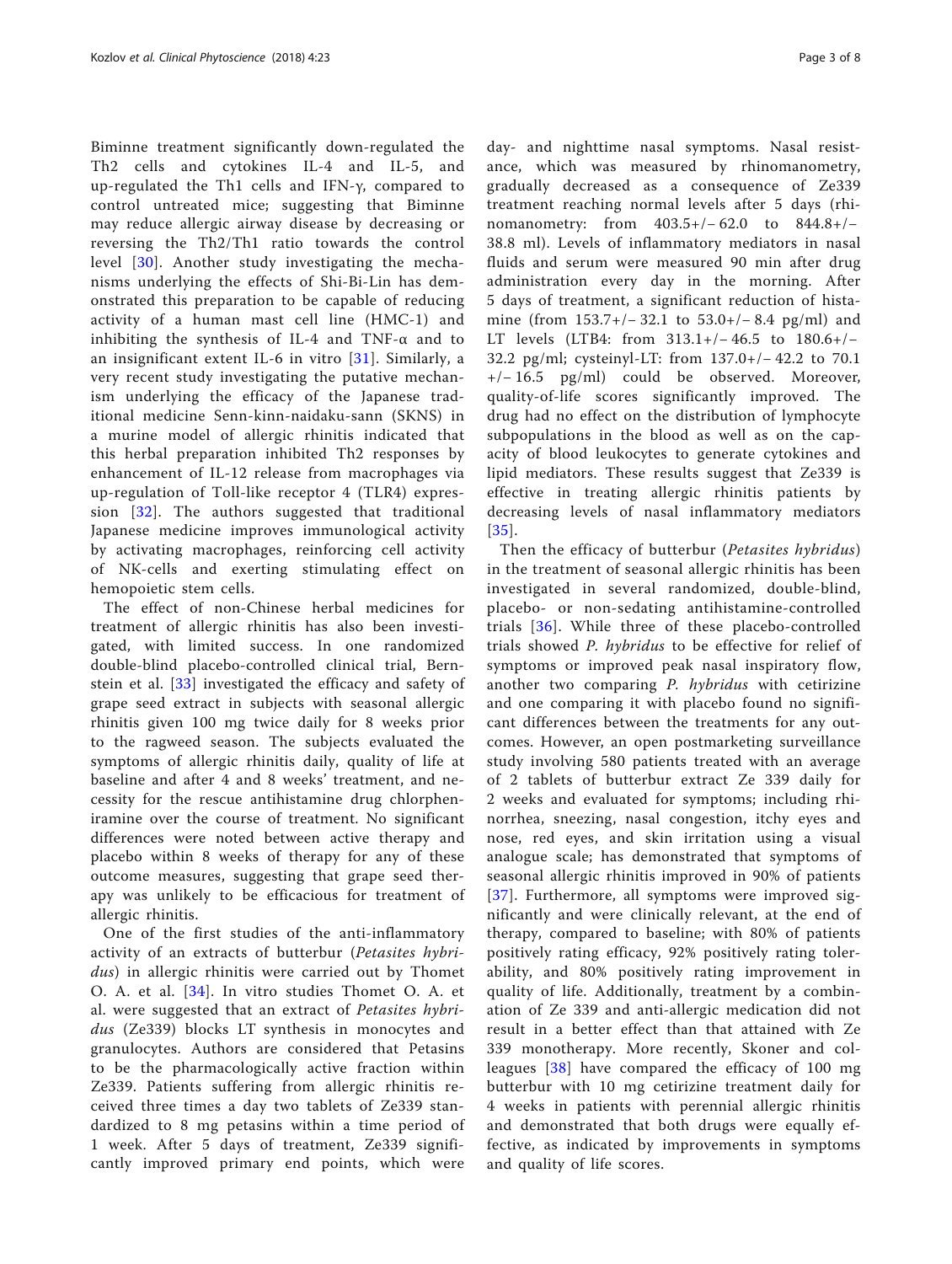Biminne treatment significantly down-regulated the Th2 cells and cytokines IL-4 and IL-5, and up-regulated the Th1 cells and IFN-γ, compared to control untreated mice; suggesting that Biminne may reduce allergic airway disease by decreasing or reversing the Th2/Th1 ratio towards the control level [30]. Another study investigating the mechanisms underlying the effects of Shi-Bi-Lin has demonstrated this preparation to be capable of reducing activity of a human mast cell line (HMC-1) and inhibiting the synthesis of IL-4 and TNF-α and to an insignificant extent IL-6 in vitro [31]. Similarly, a very recent study investigating the putative mechanism underlying the efficacy of the Japanese traditional medicine Senn-kinn-naidaku-sann (SKNS) in a murine model of allergic rhinitis indicated that this herbal preparation inhibited Th2 responses by enhancement of IL-12 release from macrophages via up-regulation of Toll-like receptor 4 (TLR4) expression [32]. The authors suggested that traditional Japanese medicine improves immunological activity by activating macrophages, reinforcing cell activity of NK-cells and exerting stimulating effect on hemopoietic stem cells.

The effect of non-Chinese herbal medicines for treatment of allergic rhinitis has also been investigated, with limited success. In one randomized double-blind placebo-controlled clinical trial, Bernstein et al. [33] investigated the efficacy and safety of grape seed extract in subjects with seasonal allergic rhinitis given 100 mg twice daily for 8 weeks prior to the ragweed season. The subjects evaluated the symptoms of allergic rhinitis daily, quality of life at baseline and after 4 and 8 weeks' treatment, and necessity for the rescue antihistamine drug chlorpheniramine over the course of treatment. No significant differences were noted between active therapy and placebo within 8 weeks of therapy for any of these outcome measures, suggesting that grape seed therapy was unlikely to be efficacious for treatment of allergic rhinitis.

One of the first studies of the anti-inflammatory activity of an extracts of butterbur (*Petasites hybridus*) in allergic rhinitis were carried out by Thomet O. A. et al. [34]. In vitro studies Thomet O. A. et al. were suggested that an extract of *Petasites hybridus* (Ze339) blocks LT synthesis in monocytes and granulocytes. Authors are considered that Petasins to be the pharmacologically active fraction within Ze339. Patients suffering from allergic rhinitis received three times a day two tablets of Ze339 standardized to 8 mg petasins within a time period of 1 week. After 5 days of treatment, Ze339 significantly improved primary end points, which were day- and nighttime nasal symptoms. Nasal resistance, which was measured by rhinomanometry, gradually decreased as a consequence of Ze339 treatment reaching normal levels after 5 days (rhinomanometry: from 403.5+/− 62.0 to 844.8+/− 38.8 ml). Levels of inflammatory mediators in nasal fluids and serum were measured 90 min after drug administration every day in the morning. After 5 days of treatment, a significant reduction of histamine (from 153.7+/− 32.1 to 53.0+/− 8.4 pg/ml) and LT levels (LTB4: from 313.1+/− 46.5 to 180.6+/− 32.2 pg/ml; cysteinyl-LT: from 137.0+/− 42.2 to 70.1 +/− 16.5 pg/ml) could be observed. Moreover, quality-of-life scores significantly improved. The drug had no effect on the distribution of lymphocyte subpopulations in the blood as well as on the capacity of blood leukocytes to generate cytokines and lipid mediators. These results suggest that Ze339 is effective in treating allergic rhinitis patients by decreasing levels of nasal inflammatory mediators [35].

Then the efficacy of butterbur (*Petasites hybridus*) in the treatment of seasonal allergic rhinitis has been investigated in several randomized, double-blind, placebo- or non-sedating antihistamine-controlled trials [36]. While three of these placebo-controlled trials showed *P. hybridus* to be effective for relief of symptoms or improved peak nasal inspiratory flow, another two comparing *P. hybridus* with cetirizine and one comparing it with placebo found no significant differences between the treatments for any outcomes. However, an open postmarketing surveillance study involving 580 patients treated with an average of 2 tablets of butterbur extract Ze 339 daily for 2 weeks and evaluated for symptoms; including rhinorrhea, sneezing, nasal congestion, itchy eyes and nose, red eyes, and skin irritation using a visual analogue scale; has demonstrated that symptoms of seasonal allergic rhinitis improved in 90% of patients [37]. Furthermore, all symptoms were improved significantly and were clinically relevant, at the end of therapy, compared to baseline; with 80% of patients positively rating efficacy, 92% positively rating tolerability, and 80% positively rating improvement in quality of life. Additionally, treatment by a combination of Ze 339 and anti-allergic medication did not result in a better effect than that attained with Ze 339 monotherapy. More recently, Skoner and colleagues [38] have compared the efficacy of 100 mg butterbur with 10 mg cetirizine treatment daily for 4 weeks in patients with perennial allergic rhinitis and demonstrated that both drugs were equally effective, as indicated by improvements in symptoms and quality of life scores.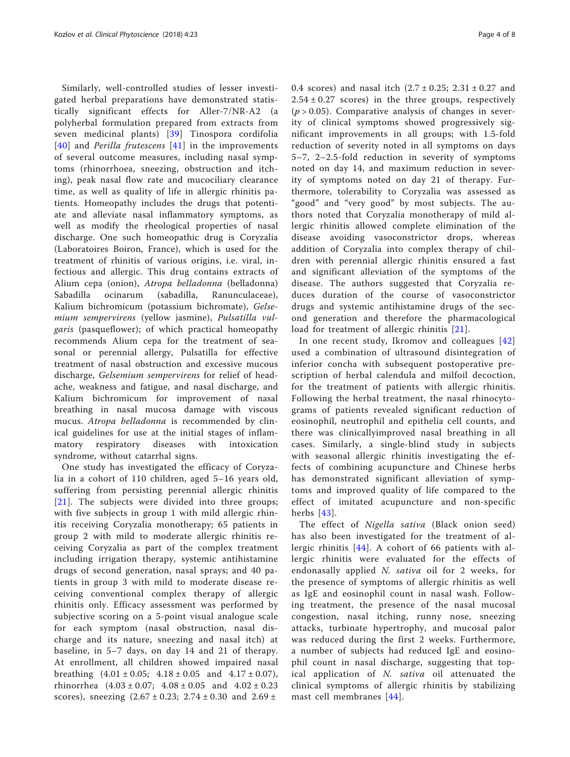Similarly, well-controlled studies of lesser investigated herbal preparations have demonstrated statistically significant effects for Aller-7/NR-A2 (a polyherbal formulation prepared from extracts from seven medicinal plants) [39] Tinospora cordifolia [40] and *Perilla frutescens* [41] in the improvements of several outcome measures, including nasal symptoms (rhinorrhoea, sneezing, obstruction and itching), peak nasal flow rate and mucociliary clearance time, as well as quality of life in allergic rhinitis patients. Homeopathy includes the drugs that potentiate and alleviate nasal inflammatory symptoms, as well as modify the rheological properties of nasal discharge. One such homeopathic drug is Coryzalia (Laboratoires Boiron, France), which is used for the treatment of rhinitis of various origins, i.e. viral, infectious and allergic. This drug contains extracts of Alium cepa (onion), *Atropa belladonna* (belladonna) Sabadilla ocinarum (sabadilla, Ranunculaceae), Kalium bichromicum (potassium bichromate), *Gelsemium sempervirens* (yellow jasmine), *Pulsatilla vulgaris* (pasqueflower); of which practical homeopathy recommends Alium cepa for the treatment of seasonal or perennial allergy, Pulsatilla for effective treatment of nasal obstruction and excessive mucous discharge, *Gelsemium sempervirens* for relief of headache, weakness and fatigue, and nasal discharge, and Kalium bichromicum for improvement of nasal breathing in nasal mucosa damage with viscous mucus. *Atropa belladonna* is recommended by clinical guidelines for use at the initial stages of inflammatory respiratory diseases with intoxication syndrome, without catarrhal signs.

One study has investigated the efficacy of Coryzalia in a cohort of 110 children, aged 5–16 years old, suffering from persisting perennial allergic rhinitis [21]. The subjects were divided into three groups; with five subjects in group 1 with mild allergic rhinitis receiving Coryzalia monotherapy; 65 patients in group 2 with mild to moderate allergic rhinitis receiving Coryzalia as part of the complex treatment including irrigation therapy, systemic antihistamine drugs of second generation, nasal sprays; and 40 patients in group 3 with mild to moderate disease receiving conventional complex therapy of allergic rhinitis only. Efficacy assessment was performed by subjective scoring on a 5-point visual analogue scale for each symptom (nasal obstruction, nasal discharge and its nature, sneezing and nasal itch) at baseline, in 5–7 days, on day 14 and 21 of therapy. At enrollment, all children showed impaired nasal breathing ($4.01 \pm 0.05$; $4.18 \pm 0.05$ and $4.17 \pm 0.07$), rhinorrhea ($4.03 \pm 0.07$; $4.08 \pm 0.05$ and $4.02 \pm 0.23$ scores), sneezing ($2.67 \pm 0.23$; $2.74 \pm 0.30$ and $2.69 \pm 0.4$ scores) and nasal itch ($2.7 \pm 0.25$; $2.31 \pm 0.27$ and $2.54 \pm 0.27$ scores) in the three groups, respectively ($p > 0.05$). Comparative analysis of changes in severity of clinical symptoms showed progressively significant improvements in all groups; with 1.5-fold reduction of severity noted in all symptoms on days 5–7, 2–2.5-fold reduction in severity of symptoms noted on day 14, and maximum reduction in severity of symptoms noted on day 21 of therapy. Furthermore, tolerability to Coryzalia was assessed as "good" and "very good" by most subjects. The authors noted that Coryzalia monotherapy of mild allergic rhinitis allowed complete elimination of the disease avoiding vasoconstrictor drops, whereas addition of Coryzalia into complex therapy of children with perennial allergic rhinitis ensured a fast and significant alleviation of the symptoms of the disease. The authors suggested that Coryzalia reduces duration of the course of vasoconstrictor drugs and systemic antihistamine drugs of the second generation and therefore the pharmacological load for treatment of allergic rhinitis [21].

In one recent study, Ikromov and colleagues [42] used a combination of ultrasound disintegration of inferior concha with subsequent postoperative prescription of herbal calendula and milfoil decoction, for the treatment of patients with allergic rhinitis. Following the herbal treatment, the nasal rhinocytograms of patients revealed significant reduction of eosinophil, neutrophil and epithelia cell counts, and there was clinicallyimproved nasal breathing in all cases. Similarly, a single-blind study in subjects with seasonal allergic rhinitis investigating the effects of combining acupuncture and Chinese herbs has demonstrated significant alleviation of symptoms and improved quality of life compared to the effect of imitated acupuncture and non-specific herbs [43].

The effect of *Nigella sativa* (Black onion seed) has also been investigated for the treatment of allergic rhinitis [44]. A cohort of 66 patients with allergic rhinitis were evaluated for the effects of endonasally applied *N. sativa* oil for 2 weeks, for the presence of symptoms of allergic rhinitis as well as IgE and eosinophil count in nasal wash. Following treatment, the presence of the nasal mucosal congestion, nasal itching, runny nose, sneezing attacks, turbinate hypertrophy, and mucosal palor was reduced during the first 2 weeks. Furthermore, a number of subjects had reduced IgE and eosinophil count in nasal discharge, suggesting that topical application of *N. sativa* oil attenuated the clinical symptoms of allergic rhinitis by stabilizing mast cell membranes [44].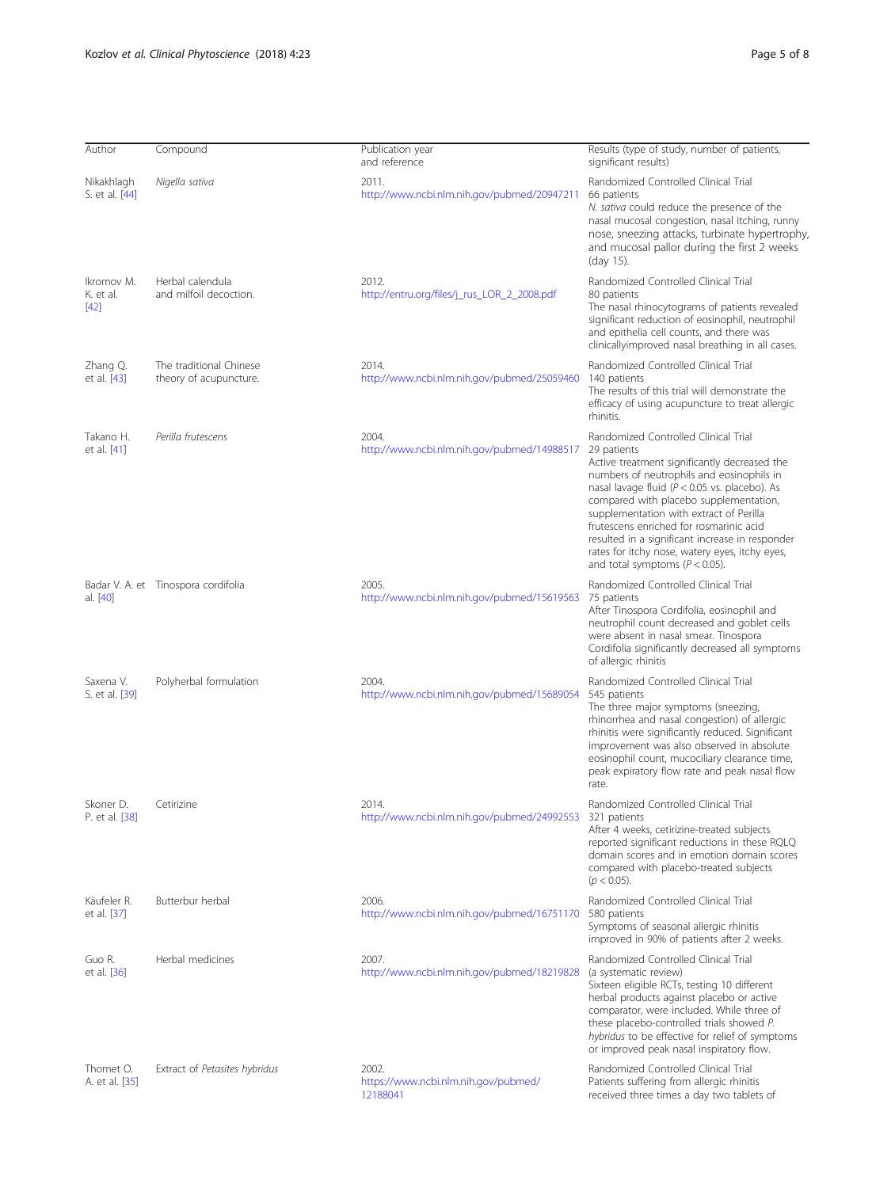| Author | Compound | Publication year and reference | Results (type of study, number of patients, significant results) |
|---|---|---|---|
| Nikakhlagh S. et al. [44] | *Nigella sativa* | 2011. http://www.ncbi.nlm.nih.gov/pubmed/20947211 | Randomized Controlled Clinical Trial 66 patients *N. sativa* could reduce the presence of the nasal mucosal congestion, nasal itching, runny nose, sneezing attacks, turbinate hypertrophy, and mucosal pallor during the first 2 weeks (day 15). |
| Ikromov M. K. et al. [42] | Herbal calendula and milfoil decoction. | 2012. http://entru.org/files/j_rus_LOR_2_2008.pdf | Randomized Controlled Clinical Trial 80 patients The nasal rhinocytograms of patients revealed significant reduction of eosinophil, neutrophil and epithelia cell counts, and there was clinicallyimproved nasal breathing in all cases. |
| Zhang Q. et al. [43] | The traditional Chinese theory of acupuncture. | 2014. http://www.ncbi.nlm.nih.gov/pubmed/25059460 | Randomized Controlled Clinical Trial 140 patients The results of this trial will demonstrate the efficacy of using acupuncture to treat allergic rhinitis. |
| Takano H. et al. [41] | *Perilla frutescens* | 2004. http://www.ncbi.nlm.nih.gov/pubmed/14988517 | Randomized Controlled Clinical Trial 29 patients Active treatment significantly decreased the numbers of neutrophils and eosinophils in nasal lavage fluid ($P < 0.05$ vs. placebo). As compared with placebo supplementation, supplementation with extract of Perilla frutescens enriched for rosmarinic acid resulted in a significant increase in responder rates for itchy nose, watery eyes, itchy eyes, and total symptoms ($P < 0.05$). |
| Badar V. A. et al. [40] | Tinospora cordifolia | 2005. http://www.ncbi.nlm.nih.gov/pubmed/15619563 | Randomized Controlled Clinical Trial 75 patients After Tinospora Cordifolia, eosinophil and neutrophil count decreased and goblet cells were absent in nasal smear. Tinospora Cordifolia significantly decreased all symptoms of allergic rhinitis |
| Saxena V. S. et al. [39] | Polyherbal formulation | 2004. http://www.ncbi.nlm.nih.gov/pubmed/15689054 | Randomized Controlled Clinical Trial 545 patients The three major symptoms (sneezing, rhinorrhea and nasal congestion) of allergic rhinitis were significantly reduced. Significant improvement was also observed in absolute eosinophil count, mucociliary clearance time, peak expiratory flow rate and peak nasal flow rate. |
| Skoner D. P. et al. [38] | Cetirizine | 2014. http://www.ncbi.nlm.nih.gov/pubmed/24992553 | Randomized Controlled Clinical Trial 321 patients After 4 weeks, cetirizine-treated subjects reported significant reductions in these RQLQ domain scores and in emotion domain scores compared with placebo-treated subjects ($p < 0.05$). |
| Käufeler R. et al. [37] | Butterbur herbal | 2006. http://www.ncbi.nlm.nih.gov/pubmed/16751170 | Randomized Controlled Clinical Trial 580 patients Symptoms of seasonal allergic rhinitis improved in 90% of patients after 2 weeks. |
| Guo R. et al. [36] | Herbal medicines | 2007. http://www.ncbi.nlm.nih.gov/pubmed/18219828 | Randomized Controlled Clinical Trial (a systematic review) Sixteen eligible RCTs, testing 10 different herbal products against placebo or active comparator, were included. While three of these placebo-controlled trials showed *P. hybridus* to be effective for relief of symptoms or improved peak nasal inspiratory flow. |
| Thomet O. A. et al. [35] | Extract of *Petasites hybridus* | 2002. https://www.ncbi.nlm.nih.gov/pubmed/12188041 | Randomized Controlled Clinical Trial Patients suffering from allergic rhinitis received three times a day two tablets of |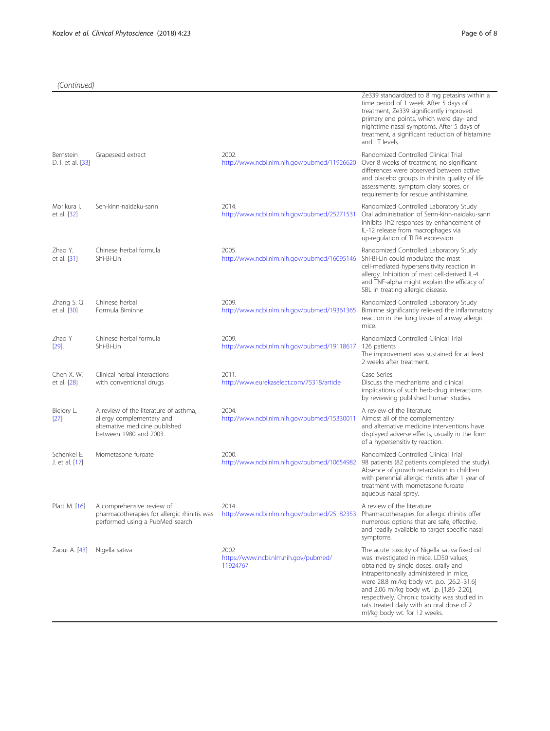*(Continued)*

| | | | |
|---|---|---|---|
| | | | Ze339 standardized to 8 mg petasins within a time period of 1 week. After 5 days of treatment, Ze339 significantly improved primary end points, which were day- and nighttime nasal symptoms. After 5 days of treatment, a significant reduction of histamine and LT levels. |
| Bernstein D. I. et al. [33] | Grapeseed extract | 2002. http://www.ncbi.nlm.nih.gov/pubmed/11926620 | Randomized Controlled Clinical Trial Over 8 weeks of treatment, no significant differences were observed between active and placebo groups in rhinitis quality of life assessments, symptom diary scores, or requirements for rescue antihistamine. |
| Morikura I. et al. [32] | Sen-kinn-naidaku-sann | 2014. http://www.ncbi.nlm.nih.gov/pubmed/25271531 | Randomized Controlled Laboratory Study Oral administration of Senn-kinn-naidaku-sann inhibits Th2 responses by enhancement of IL-12 release from macrophages via up-regulation of TLR4 expression. |
| Zhao Y. et al. [31] | Chinese herbal formula Shi-Bi-Lin | 2005. http://www.ncbi.nlm.nih.gov/pubmed/16095146 | Randomized Controlled Laboratory Study Shi-Bi-Lin could modulate the mast cell-mediated hypersensitivity reaction in allergy. Inhibition of mast cell-derived IL-4 and TNF-alpha might explain the efficacy of SBL in treating allergic disease. |
| Zhang S. Q. et al. [30] | Chinese herbal Formula Biminne | 2009. http://www.ncbi.nlm.nih.gov/pubmed/19361365 | Randomized Controlled Laboratory Study Biminne significantly relieved the inflammatory reaction in the lung tissue of airway allergic mice. |
| Zhao Y [29]. | Chinese herbal formula Shi-Bi-Lin | 2009. http://www.ncbi.nlm.nih.gov/pubmed/19118617 | Randomized Controlled Clinical Trial 126 patients The improvement was sustained for at least 2 weeks after treatment. |
| Chen X. W. et al. [28] | Clinical herbal interactions with conventional drugs | 2011. http://www.eurekaselect.com/75318/article | Case Series Discuss the mechanisms and clinical implications of such herb-drug interactions by reviewing published human studies. |
| Bielory L. [27] | A review of the literature of asthma, allergy complementary and alternative medicine published between 1980 and 2003. | 2004. http://www.ncbi.nlm.nih.gov/pubmed/15330011 | A review of the literature Almost all of the complementary and alternative medicine interventions have displayed adverse effects, usually in the form of a hypersensitivity reaction. |
| Schenkel E. J. et al. [17] | Mometasone furoate | 2000. http://www.ncbi.nlm.nih.gov/pubmed/10654982 | Randomized Controlled Clinical Trial 98 patients (82 patients completed the study). Absence of growth retardation in children with perennial allergic rhinitis after 1 year of treatment with mometasone furoate aqueous nasal spray. |
| Platt M. [16] | A comprehensive review of pharmacotherapies for allergic rhinitis was performed using a PubMed search. | 2014 http://www.ncbi.nlm.nih.gov/pubmed/25182353 | A review of the literature Pharmacotherapies for allergic rhinitis offer numerous options that are safe, effective, and readily available to target specific nasal symptoms. |
| Zaoui A. [43] | Nigella sativa | 2002 https://www.ncbi.nlm.nih.gov/pubmed/11924767 | The acute toxicity of Nigella sativa fixed oil was investigated in mice. LD50 values, obtained by single doses, orally and intraperitoneally administered in mice, were 28.8 ml/kg body wt. p.o. [26.2–31.6] and 2.06 ml/kg body wt. i.p. [1.86–2.26], respectively. Chronic toxicity was studied in rats treated daily with an oral dose of 2 ml/kg body wt. for 12 weeks. |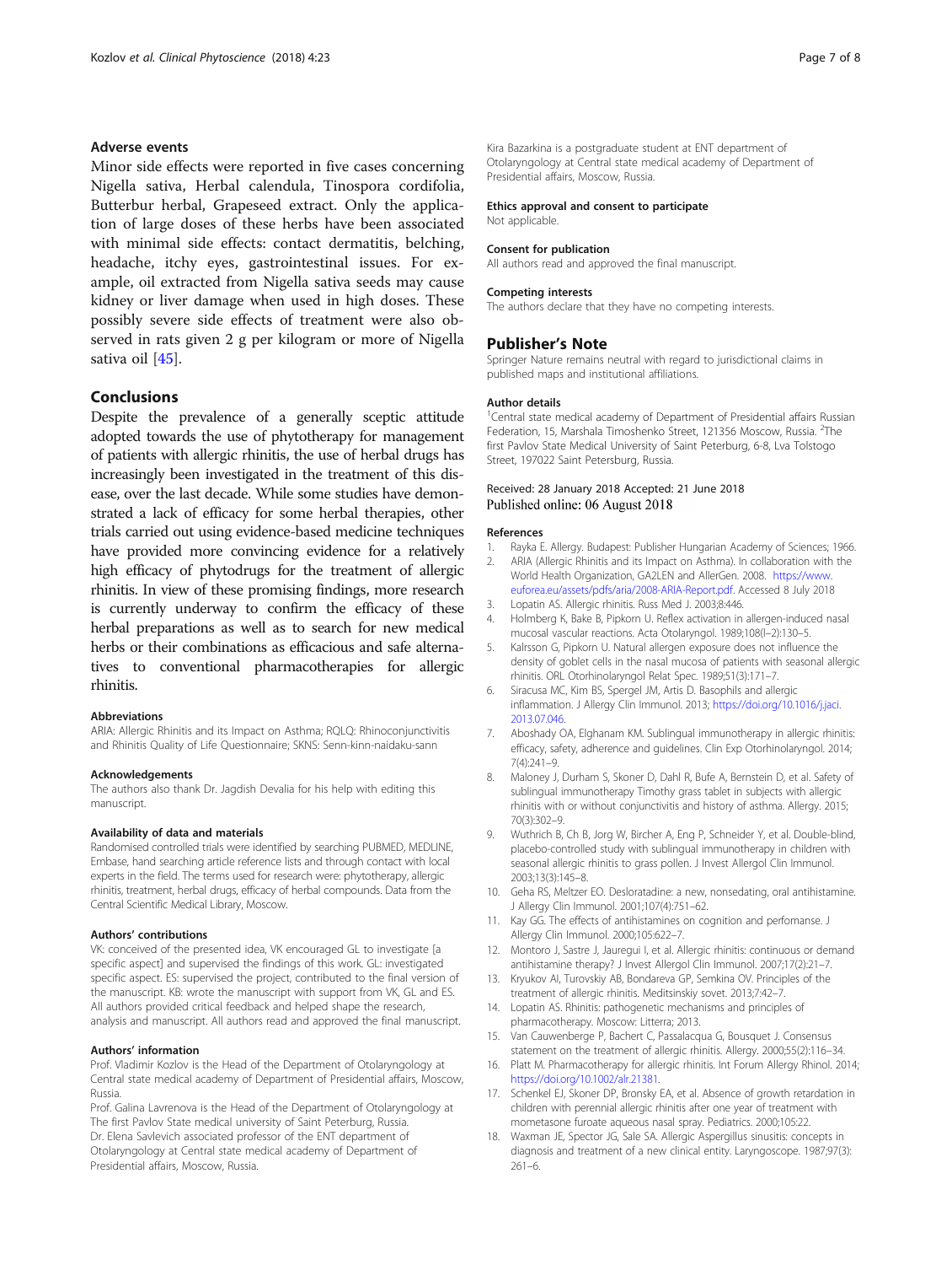### Adverse events

Minor side effects were reported in five cases concerning Nigella sativa, Herbal calendula, Tinospora cordifolia, Butterbur herbal, Grapeseed extract. Only the application of large doses of these herbs have been associated with minimal side effects: contact dermatitis, belching, headache, itchy eyes, gastrointestinal issues. For example, oil extracted from Nigella sativa seeds may cause kidney or liver damage when used in high doses. These possibly severe side effects of treatment were also observed in rats given 2 g per kilogram or more of Nigella sativa oil [45].

## Conclusions

Despite the prevalence of a generally sceptic attitude adopted towards the use of phytotherapy for management of patients with allergic rhinitis, the use of herbal drugs has increasingly been investigated in the treatment of this disease, over the last decade. While some studies have demonstrated a lack of efficacy for some herbal therapies, other trials carried out using evidence-based medicine techniques have provided more convincing evidence for a relatively high efficacy of phytodrugs for the treatment of allergic rhinitis. In view of these promising findings, more research is currently underway to confirm the efficacy of these herbal preparations as well as to search for new medical herbs or their combinations as efficacious and safe alternatives to conventional pharmacotherapies for allergic rhinitis.

#### Abbreviations

ARIA: Allergic Rhinitis and its Impact on Asthma; RQLQ: Rhinoconjunctivitis and Rhinitis Quality of Life Questionnaire; SKNS: Senn-kinn-naidaku-sann

#### Acknowledgements

The authors also thank Dr. Jagdish Devalia for his help with editing this manuscript.

#### Availability of data and materials

Randomised controlled trials were identified by searching PUBMED, MEDLINE, Embase, hand searching article reference lists and through contact with local experts in the field. The terms used for research were: phytotherapy, allergic rhinitis, treatment, herbal drugs, efficacy of herbal compounds. Data from the Central Scientific Medical Library, Moscow.

#### Authors' contributions

VK: conceived of the presented idea, VK encouraged GL to investigate [a specific aspect] and supervised the findings of this work. GL: investigated specific aspect. ES: supervised the project, contributed to the final version of the manuscript. KB: wrote the manuscript with support from VK, GL and ES. All authors provided critical feedback and helped shape the research, analysis and manuscript. All authors read and approved the final manuscript.

#### Authors' information

Prof. Vladimir Kozlov is the Head of the Department of Otolaryngology at Central state medical academy of Department of Presidential affairs, Moscow, Russia.

Prof. Galina Lavrenova is the Head of the Department of Otolaryngology at The first Pavlov State medical university of Saint Peterburg, Russia.

Dr. Elena Savlevich associated professor of the ENT department of Otolaryngology at Central state medical academy of Department of Presidential affairs, Moscow, Russia.

Kira Bazarkina is a postgraduate student at ENT department of Otolaryngology at Central state medical academy of Department of Presidential affairs, Moscow, Russia.

#### Ethics approval and consent to participate

Not applicable.

#### Consent for publication

All authors read and approved the final manuscript.

#### Competing interests

The authors declare that they have no competing interests.

## Publisher's Note

Springer Nature remains neutral with regard to jurisdictional claims in published maps and institutional affiliations.

#### Author details

[1]Central state medical academy of Department of Presidential affairs Russian Federation, 15, Marshala Timoshenko Street, 121356 Moscow, Russia. [2]The first Pavlov State Medical University of Saint Peterburg, 6-8, Lva Tolstogo Street, 197022 Saint Petersburg, Russia.

Received: 28 January 2018 Accepted: 21 June 2018
Published online: 06 August 2018

#### References

1. Rayka E. Allergy. Budapest: Publisher Hungarian Academy of Sciences; 1966.
2. ARIA (Allergic Rhinitis and its Impact on Asthma). In collaboration with the World Health Organization, GA2LEN and AllerGen. 2008. https://www.euforea.eu/assets/pdfs/aria/2008-ARIA-Report.pdf. Accessed 8 July 2018
3. Lopatin AS. Allergic rhinitis. Russ Med J. 2003;8:446.
4. Holmberg K, Bake B, Pipkorn U. Reflex activation in allergen-induced nasal mucosal vascular reactions. Acta Otolaryngol. 1989;108(l–2):130–5.
5. Kalrsson G, Pipkorn U. Natural allergen exposure does not influence the density of goblet cells in the nasal mucosa of patients with seasonal allergic rhinitis. ORL Otorhinolaryngol Relat Spec. 1989;51(3):171–7.
6. Siracusa MC, Kim BS, Spergel JM, Artis D. Basophils and allergic inflammation. J Allergy Clin Immunol. 2013; https://doi.org/10.1016/j.jaci.2013.07.046.
7. Aboshady OA, Elghanam KM. Sublingual immunotherapy in allergic rhinitis: efficacy, safety, adherence and guidelines. Clin Exp Otorhinolaryngol. 2014;7(4):241–9.
8. Maloney J, Durham S, Skoner D, Dahl R, Bufe A, Bernstein D, et al. Safety of sublingual immunotherapy Timothy grass tablet in subjects with allergic rhinitis with or without conjunctivitis and history of asthma. Allergy. 2015;70(3):302–9.
9. Wuthrich B, Ch B, Jorg W, Bircher A, Eng P, Schneider Y, et al. Double-blind, placebo-controlled study with sublingual immunotherapy in children with seasonal allergic rhinitis to grass pollen. J Invest Allergol Clin Immunol. 2003;13(3):145–8.
10. Geha RS, Meltzer EO. Desloratadine: a new, nonsedating, oral antihistamine. J Allergy Clin Immunol. 2001;107(4):751–62.
11. Kay GG. The effects of antihistamines on cognition and perfomanse. J Allergy Clin Immunol. 2000;105:622–7.
12. Montoro J, Sastre J, Jauregui I, et al. Allergic rhinitis: continuous or demand antihistamine therapy? J Invest Allergol Clin Immunol. 2007;17(2):21–7.
13. Kryukov AI, Turovskiy AB, Bondareva GP, Semkina OV. Principles of the treatment of allergic rhinitis. Meditsinskiy sovet. 2013;7:42–7.
14. Lopatin AS. Rhinitis: pathogenetic mechanisms and principles of pharmacotherapy. Moscow: Litterra; 2013.
15. Van Cauwenberge P, Bachert C, Passalacqua G, Bousquet J. Consensus statement on the treatment of allergic rhinitis. Allergy. 2000;55(2):116–34.
16. Platt M. Pharmacotherapy for allergic rhinitis. Int Forum Allergy Rhinol. 2014; https://doi.org/10.1002/alr.21381.
17. Schenkel EJ, Skoner DP, Bronsky EA, et al. Absence of growth retardation in children with perennial allergic rhinitis after one year of treatment with mometasone furoate aqueous nasal spray. Pediatrics. 2000;105:22.
18. Waxman JE, Spector JG, Sale SA. Allergic Aspergillus sinusitis: concepts in diagnosis and treatment of a new clinical entity. Laryngoscope. 1987;97(3):261–6.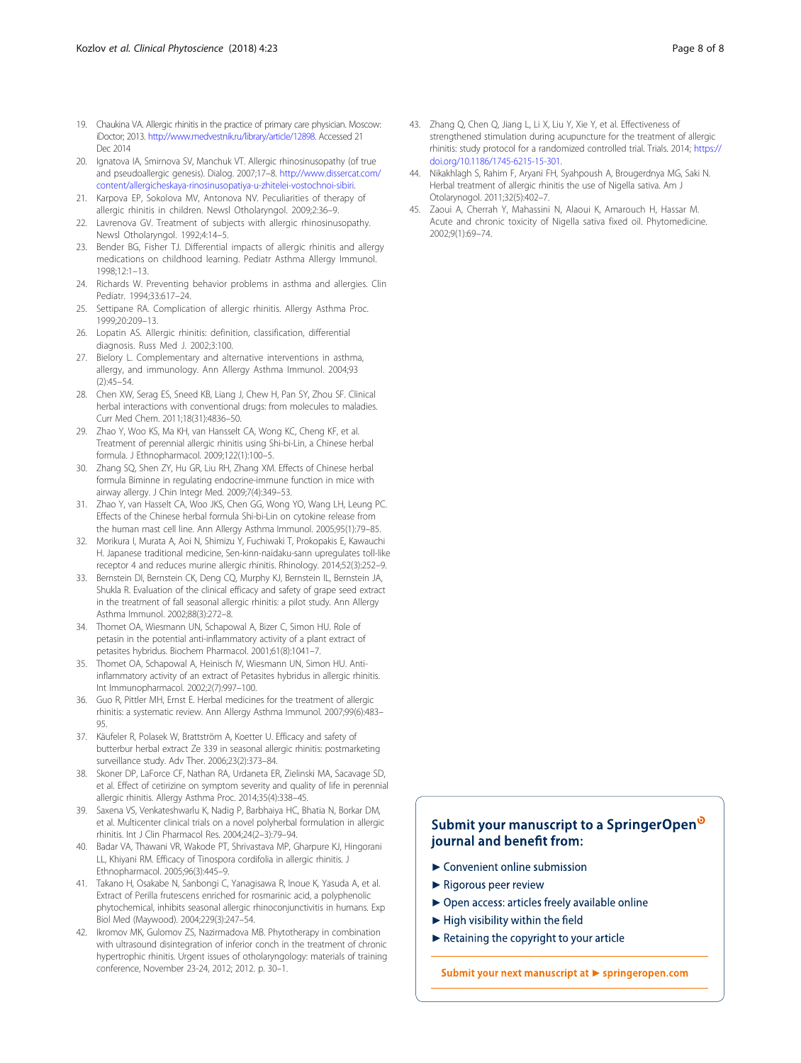19. Chaukina VA. Allergic rhinitis in the practice of primary care physician. Moscow: iDoctor; 2013. http://www.medvestnik.ru/library/article/12898. Accessed 21 Dec 2014
20. Ignatova IA, Smirnova SV, Manchuk VT. Allergic rhinosinusopathy (of true and pseudoallergic genesis). Dialog. 2007;17–8. http://www.dissercat.com/content/allergicheskaya-rinosinusopatiya-u-zhitelei-vostochnoi-sibiri.
21. Karpova EP, Sokolova MV, Antonova NV. Peculiarities of therapy of allergic rhinitis in children. Newsl Otholaryngol. 2009;2:36–9.
22. Lavrenova GV. Treatment of subjects with allergic rhinosinusopathy. Newsl Otholaryngol. 1992;4:14–5.
23. Bender BG, Fisher TJ. Differential impacts of allergic rhinitis and allergy medications on childhood learning. Pediatr Asthma Allergy Immunol. 1998;12:1–13.
24. Richards W. Preventing behavior problems in asthma and allergies. Clin Pediatr. 1994;33:617–24.
25. Settipane RA. Complication of allergic rhinitis. Allergy Asthma Proc. 1999;20:209–13.
26. Lopatin AS. Allergic rhinitis: definition, classification, differential diagnosis. Russ Med J. 2002;3:100.
27. Bielory L. Complementary and alternative interventions in asthma, allergy, and immunology. Ann Allergy Asthma Immunol. 2004;93(2):45–54.
28. Chen XW, Serag ES, Sneed KB, Liang J, Chew H, Pan SY, Zhou SF. Clinical herbal interactions with conventional drugs: from molecules to maladies. Curr Med Chem. 2011;18(31):4836–50.
29. Zhao Y, Woo KS, Ma KH, van Hansselt CA, Wong KC, Cheng KF, et al. Treatment of perennial allergic rhinitis using Shi-bi-Lin, a Chinese herbal formula. J Ethnopharmacol. 2009;122(1):100–5.
30. Zhang SQ, Shen ZY, Hu GR, Liu RH, Zhang XM. Effects of Chinese herbal formula Biminne in regulating endocrine-immune function in mice with airway allergy. J Chin Integr Med. 2009;7(4):349–53.
31. Zhao Y, van Hasselt CA, Woo JKS, Chen GG, Wong YO, Wang LH, Leung PC. Effects of the Chinese herbal formula Shi-bi-Lin on cytokine release from the human mast cell line. Ann Allergy Asthma Immunol. 2005;95(1):79–85.
32. Morikura I, Murata A, Aoi N, Shimizu Y, Fuchiwaki T, Prokopakis E, Kawauchi H. Japanese traditional medicine, Sen-kinn-naidaku-sann upregulates toll-like receptor 4 and reduces murine allergic rhinitis. Rhinology. 2014;52(3):252–9.
33. Bernstein DI, Bernstein CK, Deng CQ, Murphy KJ, Bernstein IL, Bernstein JA, Shukla R. Evaluation of the clinical efficacy and safety of grape seed extract in the treatment of fall seasonal allergic rhinitis: a pilot study. Ann Allergy Asthma Immunol. 2002;88(3):272–8.
34. Thomet OA, Wiesmann UN, Schapowal A, Bizer C, Simon HU. Role of petasin in the potential anti-inflammatory activity of a plant extract of petasites hybridus. Biochem Pharmacol. 2001;61(8):1041–7.
35. Thomet OA, Schapowal A, Heinisch IV, Wiesmann UN, Simon HU. Anti-inflammatory activity of an extract of Petasites hybridus in allergic rhinitis. Int Immunopharmacol. 2002;2(7):997–100.
36. Guo R, Pittler MH, Ernst E. Herbal medicines for the treatment of allergic rhinitis: a systematic review. Ann Allergy Asthma Immunol. 2007;99(6):483–95.
37. Käufeler R, Polasek W, Brattström A, Koetter U. Efficacy and safety of butterbur herbal extract Ze 339 in seasonal allergic rhinitis: postmarketing surveillance study. Adv Ther. 2006;23(2):373–84.
38. Skoner DP, LaForce CF, Nathan RA, Urdaneta ER, Zielinski MA, Sacavage SD, et al. Effect of cetirizine on symptom severity and quality of life in perennial allergic rhinitis. Allergy Asthma Proc. 2014;35(4):338–45.
39. Saxena VS, Venkateshwarlu K, Nadig P, Barbhaiya HC, Bhatia N, Borkar DM, et al. Multicenter clinical trials on a novel polyherbal formulation in allergic rhinitis. Int J Clin Pharmacol Res. 2004;24(2–3):79–94.
40. Badar VA, Thawani VR, Wakode PT, Shrivastava MP, Gharpure KJ, Hingorani LL, Khiyani RM. Efficacy of Tinospora cordifolia in allergic rhinitis. J Ethnopharmacol. 2005;96(3):445–9.
41. Takano H, Osakabe N, Sanbongi C, Yanagisawa R, Inoue K, Yasuda A, et al. Extract of Perilla frutescens enriched for rosmarinic acid, a polyphenolic phytochemical, inhibits seasonal allergic rhinoconjunctivitis in humans. Exp Biol Med (Maywood). 2004;229(3):247–54.
42. Ikromov MK, Gulomov ZS, Nazirmadova MB. Phytotherapy in combination with ultrasound disintegration of inferior conch in the treatment of chronic hypertrophic rhinitis. Urgent issues of otholaryngology: materials of training conference, November 23-24, 2012; 2012. p. 30–1.
43. Zhang Q, Chen Q, Jiang L, Li X, Liu Y, Xie Y, et al. Effectiveness of strengthened stimulation during acupuncture for the treatment of allergic rhinitis: study protocol for a randomized controlled trial. Trials. 2014; https://doi.org/10.1186/1745-6215-15-301.
44. Nikakhlagh S, Rahim F, Aryani FH, Syahpoush A, Brougerdnya MG, Saki N. Herbal treatment of allergic rhinitis the use of Nigella sativa. Am J Otolaryngol. 2011;32(5):402–7.
45. Zaoui A, Cherrah Y, Mahassini N, Alaoui K, Amarouch H, Hassar M. Acute and chronic toxicity of Nigella sativa fixed oil. Phytomedicine. 2002;9(1):69–74.

**Submit your manuscript to a SpringerOpen journal and benefit from:**

- ► Convenient online submission
- ► Rigorous peer review
- ► Open access: articles freely available online
- ► High visibility within the field
- ► Retaining the copyright to your article

**Submit your next manuscript at ► springeropen.com**